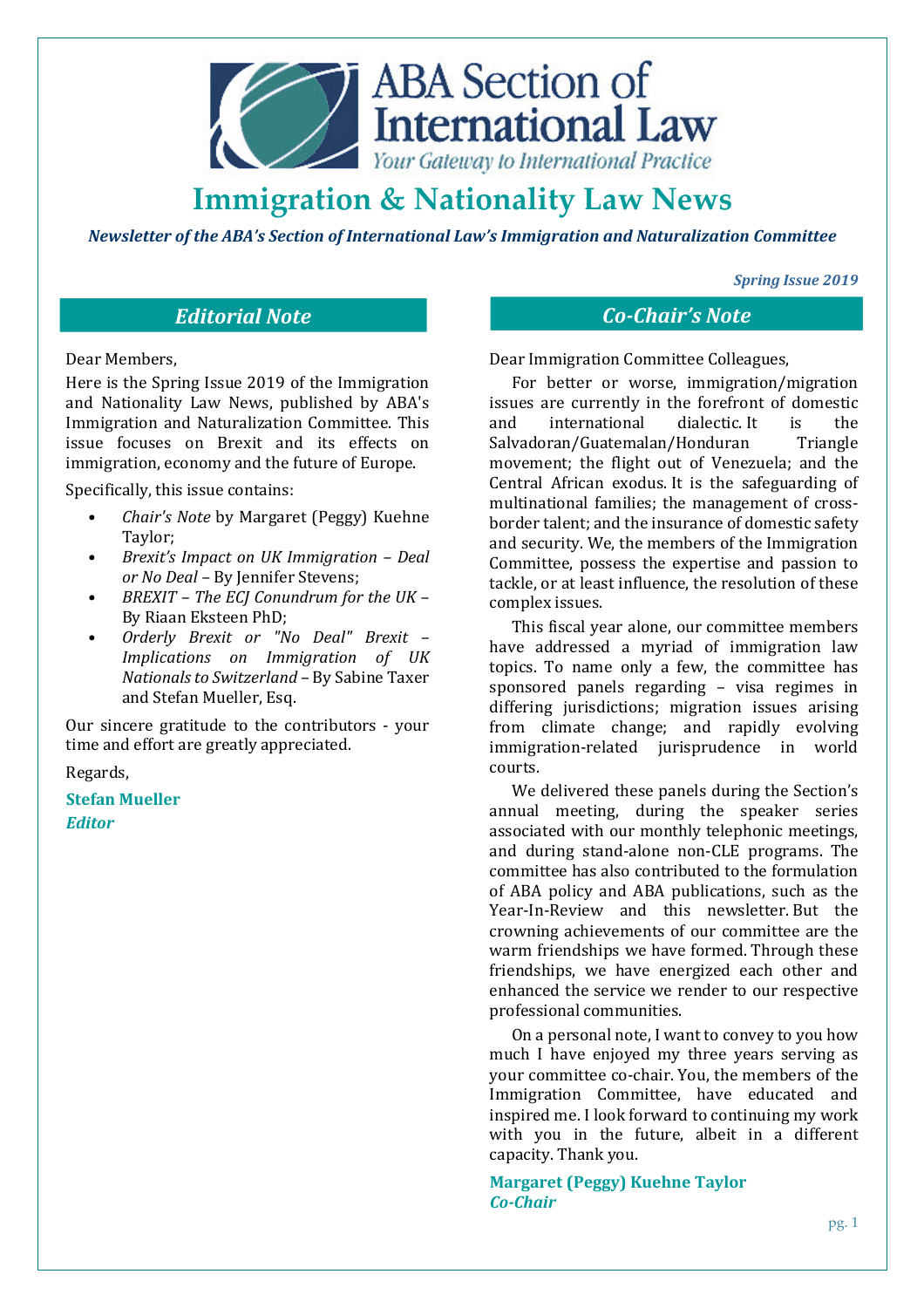ABA Section of International Law
*Your Gateway to International Practice*

# Immigration & Nationality Law News

***Newsletter of the ABA's Section of International Law's Immigration and Naturalization Committee***

***Spring Issue 2019***

## *Editorial Note*

Dear Members,

Here is the Spring Issue 2019 of the Immigration and Nationality Law News, published by ABA's Immigration and Naturalization Committee. This issue focuses on Brexit and its effects on immigration, economy and the future of Europe.

Specifically, this issue contains:

- *Chair's Note* by Margaret (Peggy) Kuehne Taylor;
- *Brexit's Impact on UK Immigration – Deal or No Deal* – By Jennifer Stevens;
- *BREXIT – The ECJ Conundrum for the UK* – By Riaan Eksteen PhD;
- *Orderly Brexit or "No Deal" Brexit – Implications on Immigration of UK Nationals to Switzerland* – By Sabine Taxer and Stefan Mueller, Esq.

Our sincere gratitude to the contributors - your time and effort are greatly appreciated.

Regards,

**Stefan Mueller**
***Editor***

## *Co-Chair's Note*

Dear Immigration Committee Colleagues,

For better or worse, immigration/migration issues are currently in the forefront of domestic and international dialectic. It is the Salvadoran/Guatemalan/Honduran Triangle movement; the flight out of Venezuela; and the Central African exodus. It is the safeguarding of multinational families; the management of cross-border talent; and the insurance of domestic safety and security. We, the members of the Immigration Committee, possess the expertise and passion to tackle, or at least influence, the resolution of these complex issues.

This fiscal year alone, our committee members have addressed a myriad of immigration law topics. To name only a few, the committee has sponsored panels regarding – visa regimes in differing jurisdictions; migration issues arising from climate change; and rapidly evolving immigration-related jurisprudence in world courts.

We delivered these panels during the Section's annual meeting, during the speaker series associated with our monthly telephonic meetings, and during stand-alone non-CLE programs. The committee has also contributed to the formulation of ABA policy and ABA publications, such as the Year-In-Review and this newsletter. But the crowning achievements of our committee are the warm friendships we have formed. Through these friendships, we have energized each other and enhanced the service we render to our respective professional communities.

On a personal note, I want to convey to you how much I have enjoyed my three years serving as your committee co-chair. You, the members of the Immigration Committee, have educated and inspired me. I look forward to continuing my work with you in the future, albeit in a different capacity. Thank you.

**Margaret (Peggy) Kuehne Taylor**
***Co-Chair***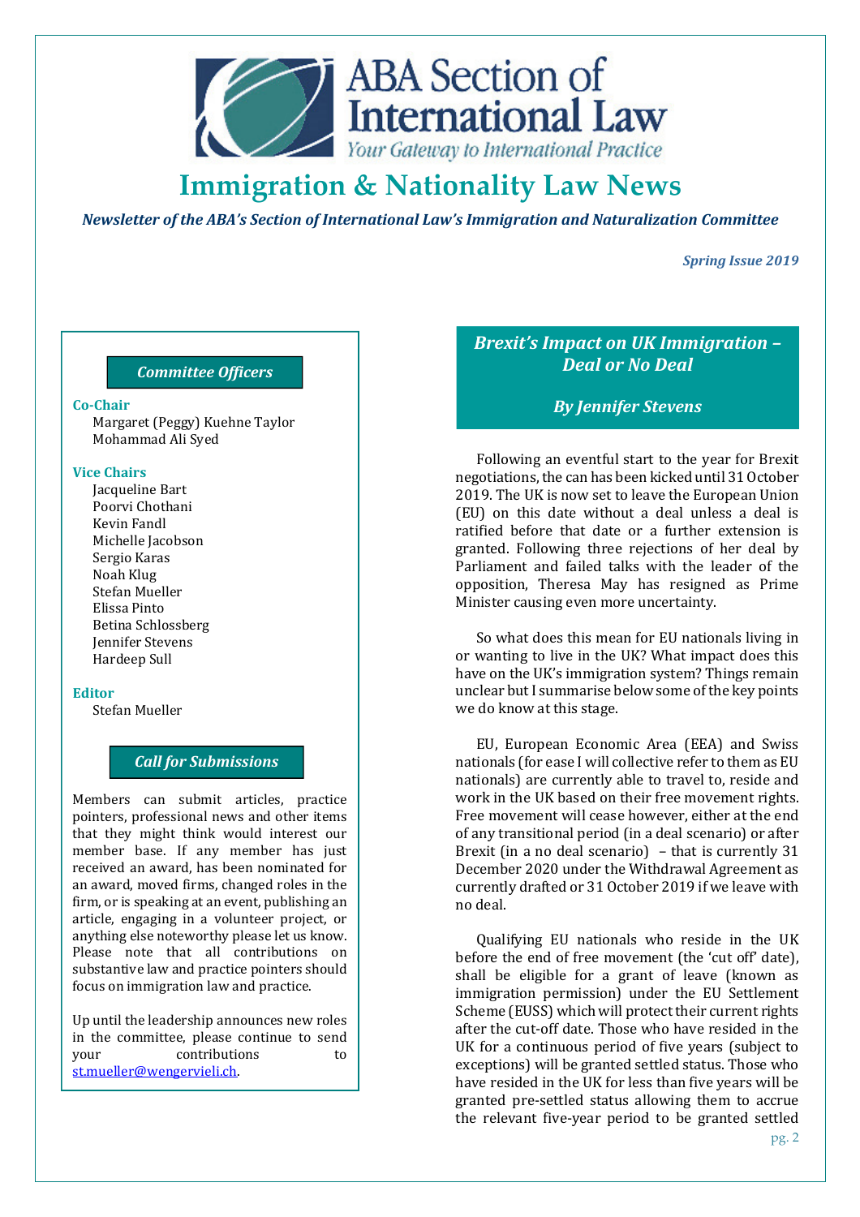# Immigration & Nationality Law News

*Newsletter of the ABA's Section of International Law's Immigration and Naturalization Committee*

*Spring Issue 2019*

### Committee Officers

**Co-Chair**
Margaret (Peggy) Kuehne Taylor
Mohammad Ali Syed

**Vice Chairs**
Jacqueline Bart
Poorvi Chothani
Kevin Fandl
Michelle Jacobson
Sergio Karas
Noah Klug
Stefan Mueller
Elissa Pinto
Betina Schlossberg
Jennifer Stevens
Hardeep Sull

**Editor**
Stefan Mueller

### Call for Submissions

Members can submit articles, practice pointers, professional news and other items that they might think would interest our member base. If any member has just received an award, has been nominated for an award, moved firms, changed roles in the firm, or is speaking at an event, publishing an article, engaging in a volunteer project, or anything else noteworthy please let us know. Please note that all contributions on substantive law and practice pointers should focus on immigration law and practice.

Up until the leadership announces new roles in the committee, please continue to send your contributions to st.mueller@wengervieli.ch.

## *Brexit's Impact on UK Immigration – Deal or No Deal*

***By Jennifer Stevens***

Following an eventful start to the year for Brexit negotiations, the can has been kicked until 31 October 2019. The UK is now set to leave the European Union (EU) on this date without a deal unless a deal is ratified before that date or a further extension is granted. Following three rejections of her deal by Parliament and failed talks with the leader of the opposition, Theresa May has resigned as Prime Minister causing even more uncertainty.

So what does this mean for EU nationals living in or wanting to live in the UK? What impact does this have on the UK's immigration system? Things remain unclear but I summarise below some of the key points we do know at this stage.

EU, European Economic Area (EEA) and Swiss nationals (for ease I will collective refer to them as EU nationals) are currently able to travel to, reside and work in the UK based on their free movement rights. Free movement will cease however, either at the end of any transitional period (in a deal scenario) or after Brexit (in a no deal scenario) – that is currently 31 December 2020 under the Withdrawal Agreement as currently drafted or 31 October 2019 if we leave with no deal.

Qualifying EU nationals who reside in the UK before the end of free movement (the 'cut off' date), shall be eligible for a grant of leave (known as immigration permission) under the EU Settlement Scheme (EUSS) which will protect their current rights after the cut-off date. Those who have resided in the UK for a continuous period of five years (subject to exceptions) will be granted settled status. Those who have resided in the UK for less than five years will be granted pre-settled status allowing them to accrue the relevant five-year period to be granted settled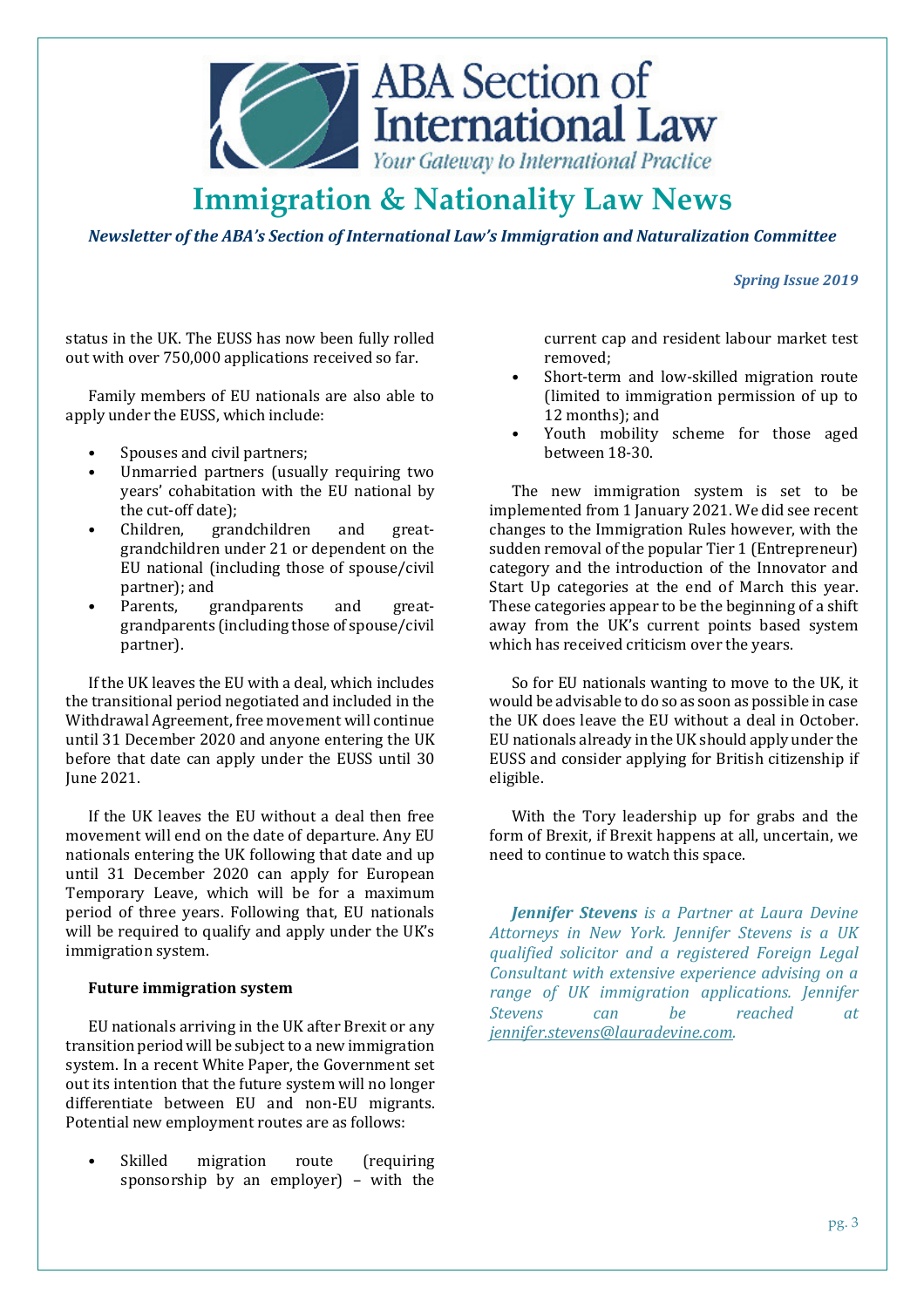status in the UK. The EUSS has now been fully rolled out with over 750,000 applications received so far.

Family members of EU nationals are also able to apply under the EUSS, which include:

- Spouses and civil partners;
- Unmarried partners (usually requiring two years' cohabitation with the EU national by the cut-off date);
- Children, grandchildren and great-grandchildren under 21 or dependent on the EU national (including those of spouse/civil partner); and
- Parents, grandparents and great-grandparents (including those of spouse/civil partner).

If the UK leaves the EU with a deal, which includes the transitional period negotiated and included in the Withdrawal Agreement, free movement will continue until 31 December 2020 and anyone entering the UK before that date can apply under the EUSS until 30 June 2021.

If the UK leaves the EU without a deal then free movement will end on the date of departure. Any EU nationals entering the UK following that date and up until 31 December 2020 can apply for European Temporary Leave, which will be for a maximum period of three years. Following that, EU nationals will be required to qualify and apply under the UK's immigration system.

**Future immigration system**

EU nationals arriving in the UK after Brexit or any transition period will be subject to a new immigration system. In a recent White Paper, the Government set out its intention that the future system will no longer differentiate between EU and non-EU migrants. Potential new employment routes are as follows:

- Skilled migration route (requiring sponsorship by an employer) – with the current cap and resident labour market test removed;
- Short-term and low-skilled migration route (limited to immigration permission of up to 12 months); and
- Youth mobility scheme for those aged between 18-30.

The new immigration system is set to be implemented from 1 January 2021. We did see recent changes to the Immigration Rules however, with the sudden removal of the popular Tier 1 (Entrepreneur) category and the introduction of the Innovator and Start Up categories at the end of March this year. These categories appear to be the beginning of a shift away from the UK's current points based system which has received criticism over the years.

So for EU nationals wanting to move to the UK, it would be advisable to do so as soon as possible in case the UK does leave the EU without a deal in October. EU nationals already in the UK should apply under the EUSS and consider applying for British citizenship if eligible.

With the Tory leadership up for grabs and the form of Brexit, if Brexit happens at all, uncertain, we need to continue to watch this space.

***Jennifer Stevens*** *is a Partner at Laura Devine Attorneys in New York. Jennifer Stevens is a UK qualified solicitor and a registered Foreign Legal Consultant with extensive experience advising on a range of UK immigration applications. Jennifer Stevens can be reached at jennifer.stevens@lauradevine.com.*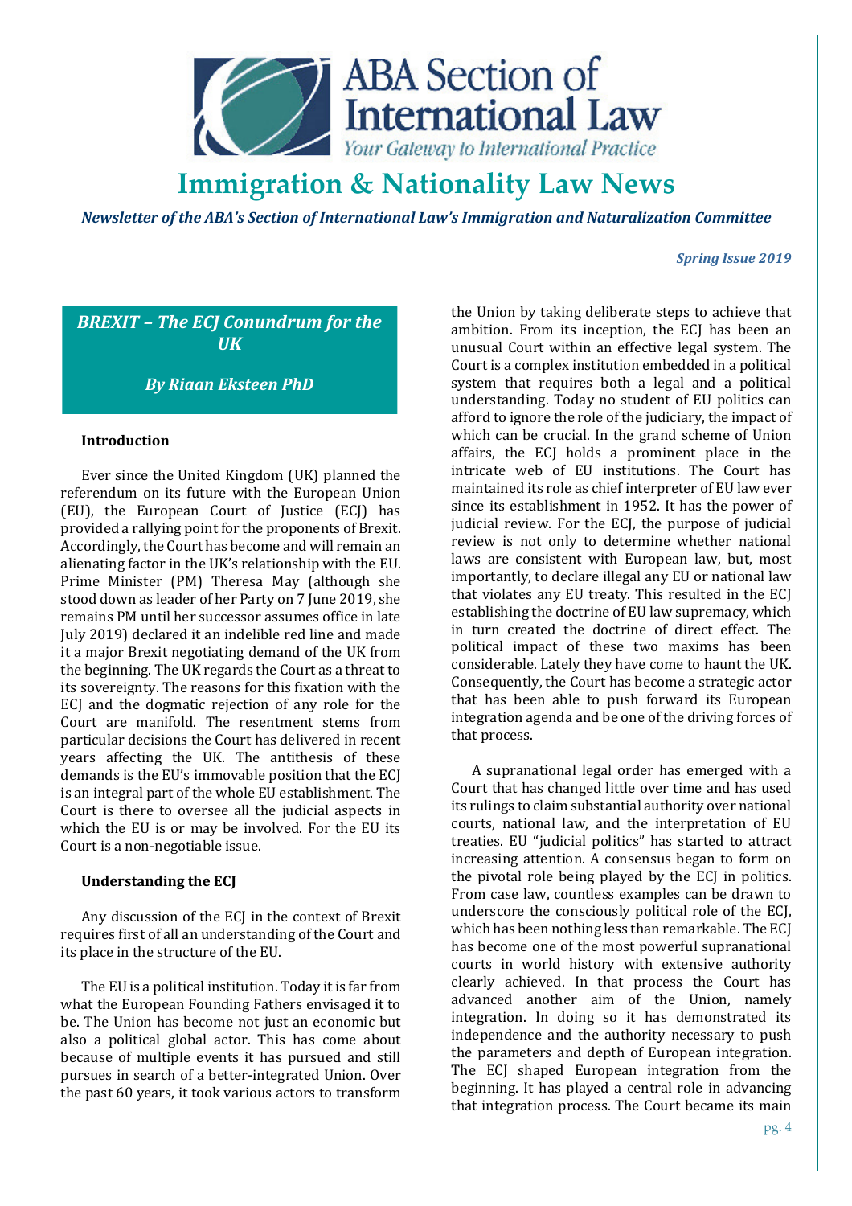# Immigration & Nationality Law News

*Newsletter of the ABA's Section of International Law's Immigration and Naturalization Committee*

*Spring Issue 2019*

## *BREXIT – The ECJ Conundrum for the UK*

***By Riaan Eksteen PhD***

### Introduction

Ever since the United Kingdom (UK) planned the referendum on its future with the European Union (EU), the European Court of Justice (ECJ) has provided a rallying point for the proponents of Brexit. Accordingly, the Court has become and will remain an alienating factor in the UK's relationship with the EU. Prime Minister (PM) Theresa May (although she stood down as leader of her Party on 7 June 2019, she remains PM until her successor assumes office in late July 2019) declared it an indelible red line and made it a major Brexit negotiating demand of the UK from the beginning. The UK regards the Court as a threat to its sovereignty. The reasons for this fixation with the ECJ and the dogmatic rejection of any role for the Court are manifold. The resentment stems from particular decisions the Court has delivered in recent years affecting the UK. The antithesis of these demands is the EU's immovable position that the ECJ is an integral part of the whole EU establishment. The Court is there to oversee all the judicial aspects in which the EU is or may be involved. For the EU its Court is a non-negotiable issue.

### Understanding the ECJ

Any discussion of the ECJ in the context of Brexit requires first of all an understanding of the Court and its place in the structure of the EU.

The EU is a political institution. Today it is far from what the European Founding Fathers envisaged it to be. The Union has become not just an economic but also a political global actor. This has come about because of multiple events it has pursued and still pursues in search of a better-integrated Union. Over the past 60 years, it took various actors to transform the Union by taking deliberate steps to achieve that ambition. From its inception, the ECJ has been an unusual Court within an effective legal system. The Court is a complex institution embedded in a political system that requires both a legal and a political understanding. Today no student of EU politics can afford to ignore the role of the judiciary, the impact of which can be crucial. In the grand scheme of Union affairs, the ECJ holds a prominent place in the intricate web of EU institutions. The Court has maintained its role as chief interpreter of EU law ever since its establishment in 1952. It has the power of judicial review. For the ECJ, the purpose of judicial review is not only to determine whether national laws are consistent with European law, but, most importantly, to declare illegal any EU or national law that violates any EU treaty. This resulted in the ECJ establishing the doctrine of EU law supremacy, which in turn created the doctrine of direct effect. The political impact of these two maxims has been considerable. Lately they have come to haunt the UK. Consequently, the Court has become a strategic actor that has been able to push forward its European integration agenda and be one of the driving forces of that process.

A supranational legal order has emerged with a Court that has changed little over time and has used its rulings to claim substantial authority over national courts, national law, and the interpretation of EU treaties. EU "judicial politics" has started to attract increasing attention. A consensus began to form on the pivotal role being played by the ECJ in politics. From case law, countless examples can be drawn to underscore the consciously political role of the ECJ, which has been nothing less than remarkable. The ECJ has become one of the most powerful supranational courts in world history with extensive authority clearly achieved. In that process the Court has advanced another aim of the Union, namely integration. In doing so it has demonstrated its independence and the authority necessary to push the parameters and depth of European integration. The ECJ shaped European integration from the beginning. It has played a central role in advancing that integration process. The Court became its main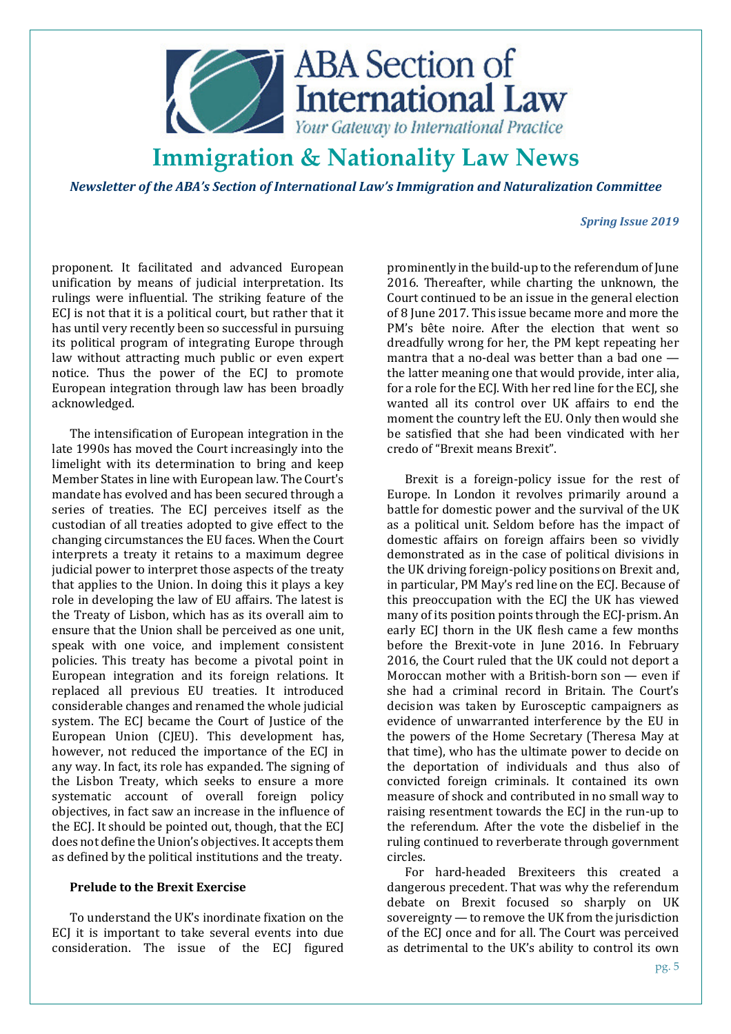proponent. It facilitated and advanced European unification by means of judicial interpretation. Its rulings were influential. The striking feature of the ECJ is not that it is a political court, but rather that it has until very recently been so successful in pursuing its political program of integrating Europe through law without attracting much public or even expert notice. Thus the power of the ECJ to promote European integration through law has been broadly acknowledged.

The intensification of European integration in the late 1990s has moved the Court increasingly into the limelight with its determination to bring and keep Member States in line with European law. The Court's mandate has evolved and has been secured through a series of treaties. The ECJ perceives itself as the custodian of all treaties adopted to give effect to the changing circumstances the EU faces. When the Court interprets a treaty it retains to a maximum degree judicial power to interpret those aspects of the treaty that applies to the Union. In doing this it plays a key role in developing the law of EU affairs. The latest is the Treaty of Lisbon, which has as its overall aim to ensure that the Union shall be perceived as one unit, speak with one voice, and implement consistent policies. This treaty has become a pivotal point in European integration and its foreign relations. It replaced all previous EU treaties. It introduced considerable changes and renamed the whole judicial system. The ECJ became the Court of Justice of the European Union (CJEU). This development has, however, not reduced the importance of the ECJ in any way. In fact, its role has expanded. The signing of the Lisbon Treaty, which seeks to ensure a more systematic account of overall foreign policy objectives, in fact saw an increase in the influence of the ECJ. It should be pointed out, though, that the ECJ does not define the Union's objectives. It accepts them as defined by the political institutions and the treaty.

### Prelude to the Brexit Exercise

To understand the UK's inordinate fixation on the ECJ it is important to take several events into due consideration. The issue of the ECJ figured prominently in the build-up to the referendum of June 2016. Thereafter, while charting the unknown, the Court continued to be an issue in the general election of 8 June 2017. This issue became more and more the PM's bête noire. After the election that went so dreadfully wrong for her, the PM kept repeating her mantra that a no-deal was better than a bad one — the latter meaning one that would provide, inter alia, for a role for the ECJ. With her red line for the ECJ, she wanted all its control over UK affairs to end the moment the country left the EU. Only then would she be satisfied that she had been vindicated with her credo of "Brexit means Brexit".

Brexit is a foreign-policy issue for the rest of Europe. In London it revolves primarily around a battle for domestic power and the survival of the UK as a political unit. Seldom before has the impact of domestic affairs on foreign affairs been so vividly demonstrated as in the case of political divisions in the UK driving foreign-policy positions on Brexit and, in particular, PM May's red line on the ECJ. Because of this preoccupation with the ECJ the UK has viewed many of its position points through the ECJ-prism. An early ECJ thorn in the UK flesh came a few months before the Brexit-vote in June 2016. In February 2016, the Court ruled that the UK could not deport a Moroccan mother with a British-born son — even if she had a criminal record in Britain. The Court's decision was taken by Eurosceptic campaigners as evidence of unwarranted interference by the EU in the powers of the Home Secretary (Theresa May at that time), who has the ultimate power to decide on the deportation of individuals and thus also of convicted foreign criminals. It contained its own measure of shock and contributed in no small way to raising resentment towards the ECJ in the run-up to the referendum. After the vote the disbelief in the ruling continued to reverberate through government circles.

For hard-headed Brexiteers this created a dangerous precedent. That was why the referendum debate on Brexit focused so sharply on UK sovereignty — to remove the UK from the jurisdiction of the ECJ once and for all. The Court was perceived as detrimental to the UK's ability to control its own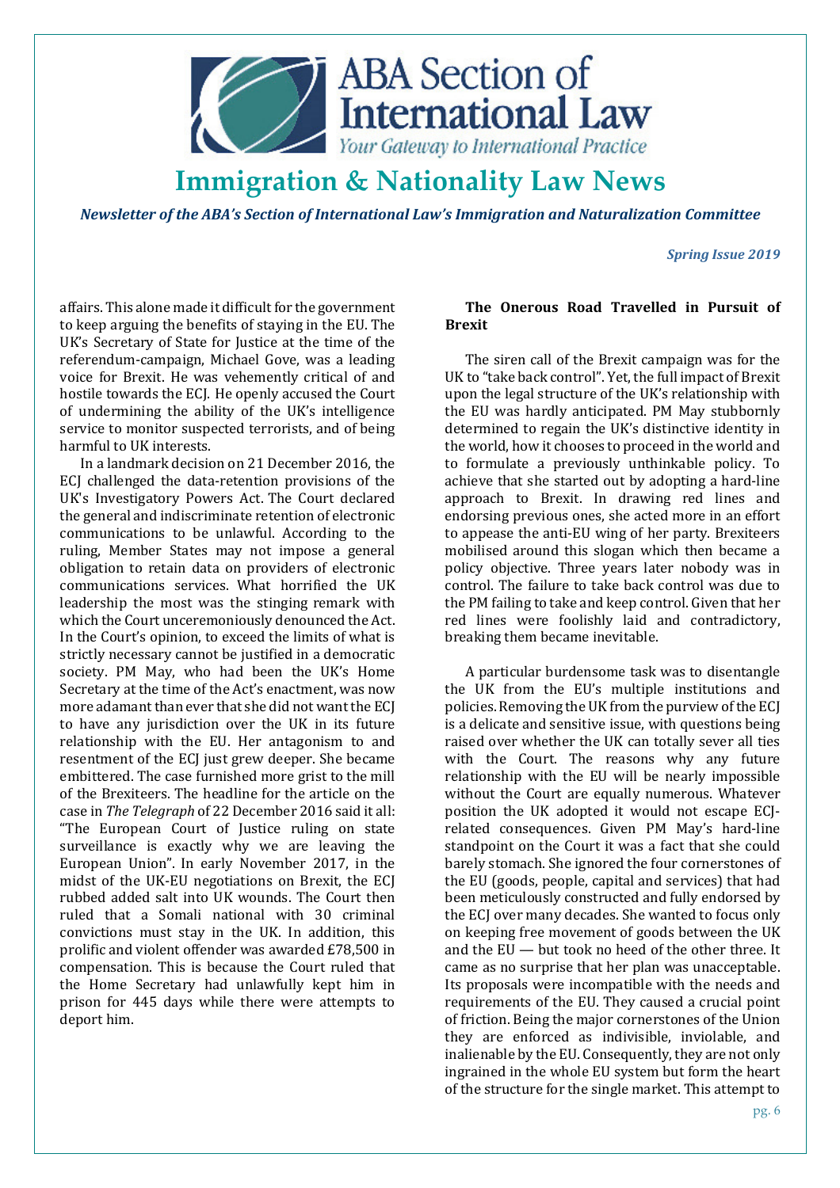affairs. This alone made it difficult for the government to keep arguing the benefits of staying in the EU. The UK's Secretary of State for Justice at the time of the referendum-campaign, Michael Gove, was a leading voice for Brexit. He was vehemently critical of and hostile towards the ECJ. He openly accused the Court of undermining the ability of the UK's intelligence service to monitor suspected terrorists, and of being harmful to UK interests.

In a landmark decision on 21 December 2016, the ECJ challenged the data-retention provisions of the UK's Investigatory Powers Act. The Court declared the general and indiscriminate retention of electronic communications to be unlawful. According to the ruling, Member States may not impose a general obligation to retain data on providers of electronic communications services. What horrified the UK leadership the most was the stinging remark with which the Court unceremoniously denounced the Act. In the Court's opinion, to exceed the limits of what is strictly necessary cannot be justified in a democratic society. PM May, who had been the UK's Home Secretary at the time of the Act's enactment, was now more adamant than ever that she did not want the ECJ to have any jurisdiction over the UK in its future relationship with the EU. Her antagonism to and resentment of the ECJ just grew deeper. She became embittered. The case furnished more grist to the mill of the Brexiteers. The headline for the article on the case in *The Telegraph* of 22 December 2016 said it all: "The European Court of Justice ruling on state surveillance is exactly why we are leaving the European Union". In early November 2017, in the midst of the UK-EU negotiations on Brexit, the ECJ rubbed added salt into UK wounds. The Court then ruled that a Somali national with 30 criminal convictions must stay in the UK. In addition, this prolific and violent offender was awarded £78,500 in compensation. This is because the Court ruled that the Home Secretary had unlawfully kept him in prison for 445 days while there were attempts to deport him.

**The Onerous Road Travelled in Pursuit of Brexit**

The siren call of the Brexit campaign was for the UK to "take back control". Yet, the full impact of Brexit upon the legal structure of the UK's relationship with the EU was hardly anticipated. PM May stubbornly determined to regain the UK's distinctive identity in the world, how it chooses to proceed in the world and to formulate a previously unthinkable policy. To achieve that she started out by adopting a hard-line approach to Brexit. In drawing red lines and endorsing previous ones, she acted more in an effort to appease the anti-EU wing of her party. Brexiteers mobilised around this slogan which then became a policy objective. Three years later nobody was in control. The failure to take back control was due to the PM failing to take and keep control. Given that her red lines were foolishly laid and contradictory, breaking them became inevitable.

A particular burdensome task was to disentangle the UK from the EU's multiple institutions and policies. Removing the UK from the purview of the ECJ is a delicate and sensitive issue, with questions being raised over whether the UK can totally sever all ties with the Court. The reasons why any future relationship with the EU will be nearly impossible without the Court are equally numerous. Whatever position the UK adopted it would not escape ECJ-related consequences. Given PM May's hard-line standpoint on the Court it was a fact that she could barely stomach. She ignored the four cornerstones of the EU (goods, people, capital and services) that had been meticulously constructed and fully endorsed by the ECJ over many decades. She wanted to focus only on keeping free movement of goods between the UK and the EU — but took no heed of the other three. It came as no surprise that her plan was unacceptable. Its proposals were incompatible with the needs and requirements of the EU. They caused a crucial point of friction. Being the major cornerstones of the Union they are enforced as indivisible, inviolable, and inalienable by the EU. Consequently, they are not only ingrained in the whole EU system but form the heart of the structure for the single market. This attempt to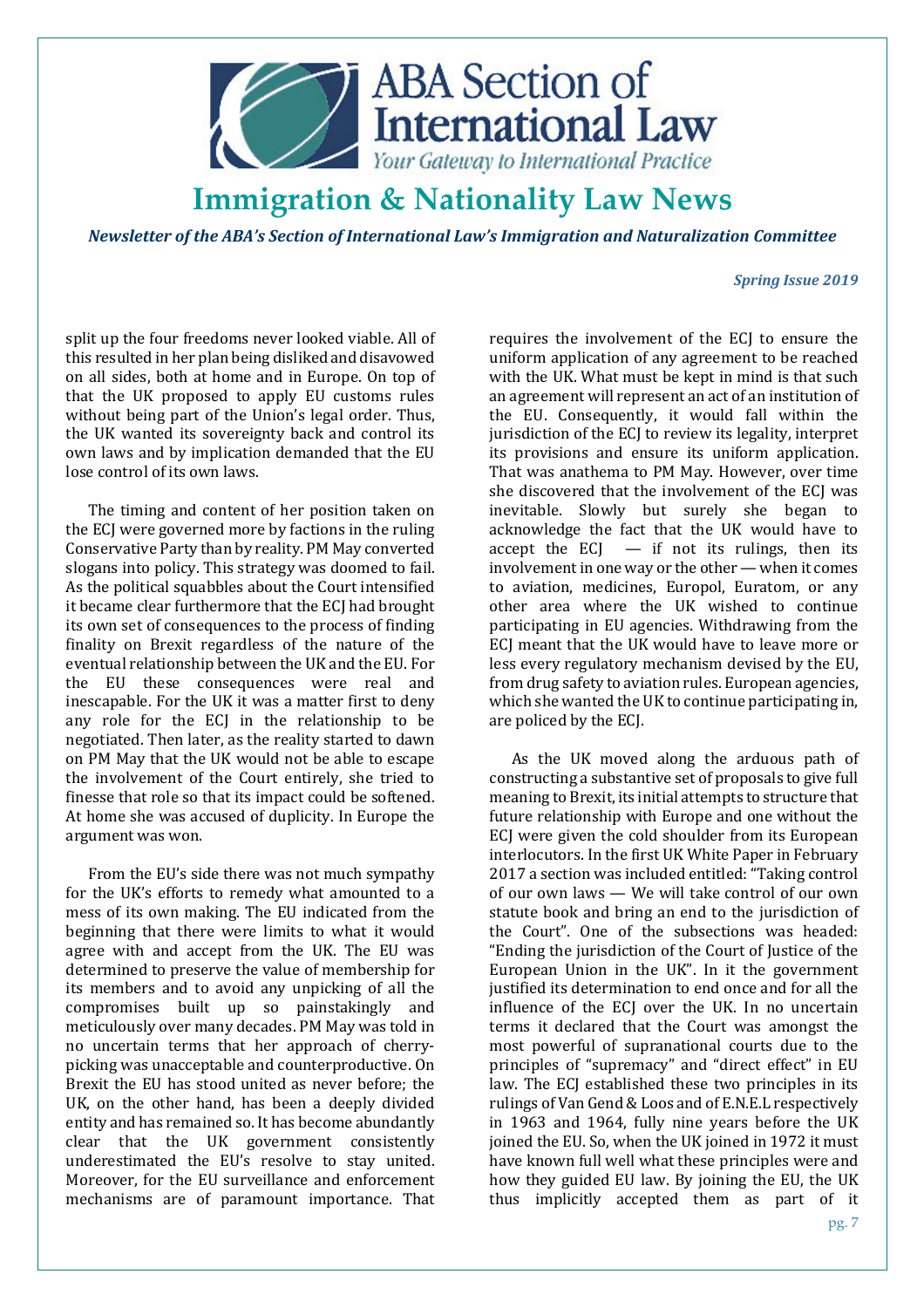split up the four freedoms never looked viable. All of this resulted in her plan being disliked and disavowed on all sides, both at home and in Europe. On top of that the UK proposed to apply EU customs rules without being part of the Union's legal order. Thus, the UK wanted its sovereignty back and control its own laws and by implication demanded that the EU lose control of its own laws.

The timing and content of her position taken on the ECJ were governed more by factions in the ruling Conservative Party than by reality. PM May converted slogans into policy. This strategy was doomed to fail. As the political squabbles about the Court intensified it became clear furthermore that the ECJ had brought its own set of consequences to the process of finding finality on Brexit regardless of the nature of the eventual relationship between the UK and the EU. For the EU these consequences were real and inescapable. For the UK it was a matter first to deny any role for the ECJ in the relationship to be negotiated. Then later, as the reality started to dawn on PM May that the UK would not be able to escape the involvement of the Court entirely, she tried to finesse that role so that its impact could be softened. At home she was accused of duplicity. In Europe the argument was won.

From the EU's side there was not much sympathy for the UK's efforts to remedy what amounted to a mess of its own making. The EU indicated from the beginning that there were limits to what it would agree with and accept from the UK. The EU was determined to preserve the value of membership for its members and to avoid any unpicking of all the compromises built up so painstakingly and meticulously over many decades. PM May was told in no uncertain terms that her approach of cherry-picking was unacceptable and counterproductive. On Brexit the EU has stood united as never before; the UK, on the other hand, has been a deeply divided entity and has remained so. It has become abundantly clear that the UK government consistently underestimated the EU's resolve to stay united. Moreover, for the EU surveillance and enforcement mechanisms are of paramount importance. That requires the involvement of the ECJ to ensure the uniform application of any agreement to be reached with the UK. What must be kept in mind is that such an agreement will represent an act of an institution of the EU. Consequently, it would fall within the jurisdiction of the ECJ to review its legality, interpret its provisions and ensure its uniform application. That was anathema to PM May. However, over time she discovered that the involvement of the ECJ was inevitable. Slowly but surely she began to acknowledge the fact that the UK would have to accept the ECJ — if not its rulings, then its involvement in one way or the other — when it comes to aviation, medicines, Europol, Euratom, or any other area where the UK wished to continue participating in EU agencies. Withdrawing from the ECJ meant that the UK would have to leave more or less every regulatory mechanism devised by the EU, from drug safety to aviation rules. European agencies, which she wanted the UK to continue participating in, are policed by the ECJ.

As the UK moved along the arduous path of constructing a substantive set of proposals to give full meaning to Brexit, its initial attempts to structure that future relationship with Europe and one without the ECJ were given the cold shoulder from its European interlocutors. In the first UK White Paper in February 2017 a section was included entitled: "Taking control of our own laws — We will take control of our own statute book and bring an end to the jurisdiction of the Court". One of the subsections was headed: "Ending the jurisdiction of the Court of Justice of the European Union in the UK". In it the government justified its determination to end once and for all the influence of the ECJ over the UK. In no uncertain terms it declared that the Court was amongst the most powerful of supranational courts due to the principles of "supremacy" and "direct effect" in EU law. The ECJ established these two principles in its rulings of Van Gend & Loos and of E.N.E.L respectively in 1963 and 1964, fully nine years before the UK joined the EU. So, when the UK joined in 1972 it must have known full well what these principles were and how they guided EU law. By joining the EU, the UK thus implicitly accepted them as part of it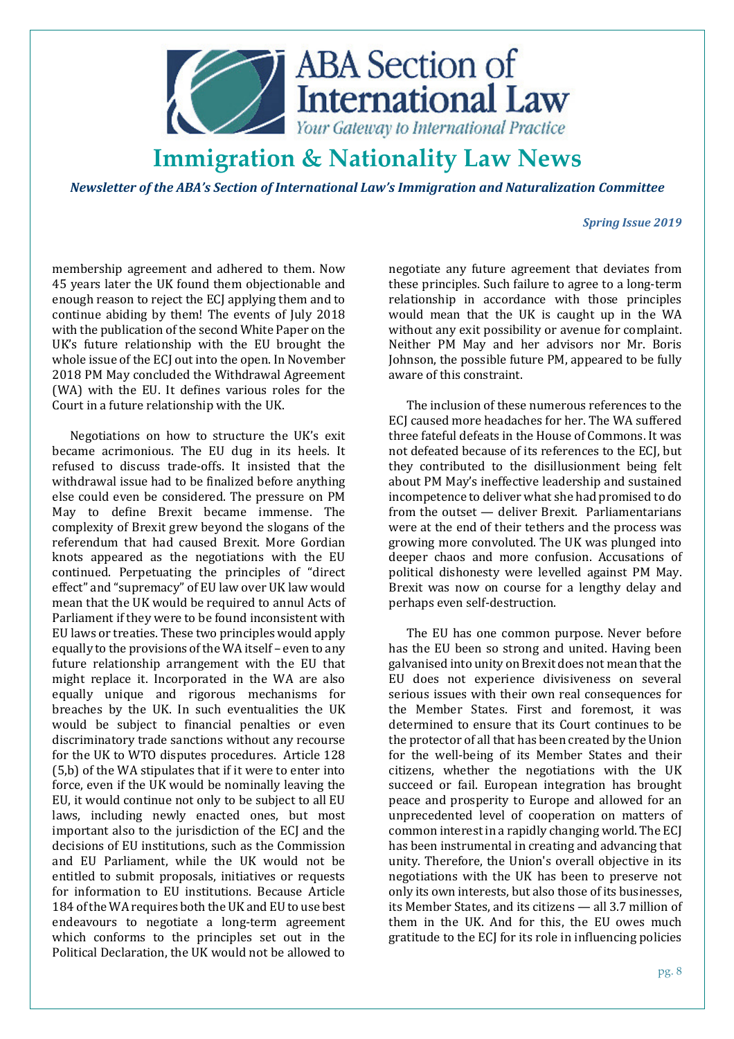membership agreement and adhered to them. Now 45 years later the UK found them objectionable and enough reason to reject the ECJ applying them and to continue abiding by them! The events of July 2018 with the publication of the second White Paper on the UK's future relationship with the EU brought the whole issue of the ECJ out into the open. In November 2018 PM May concluded the Withdrawal Agreement (WA) with the EU. It defines various roles for the Court in a future relationship with the UK.

Negotiations on how to structure the UK's exit became acrimonious. The EU dug in its heels. It refused to discuss trade-offs. It insisted that the withdrawal issue had to be finalized before anything else could even be considered. The pressure on PM May to define Brexit became immense. The complexity of Brexit grew beyond the slogans of the referendum that had caused Brexit. More Gordian knots appeared as the negotiations with the EU continued. Perpetuating the principles of "direct effect" and "supremacy" of EU law over UK law would mean that the UK would be required to annul Acts of Parliament if they were to be found inconsistent with EU laws or treaties. These two principles would apply equally to the provisions of the WA itself – even to any future relationship arrangement with the EU that might replace it. Incorporated in the WA are also equally unique and rigorous mechanisms for breaches by the UK. In such eventualities the UK would be subject to financial penalties or even discriminatory trade sanctions without any recourse for the UK to WTO disputes procedures. Article 128 (5,b) of the WA stipulates that if it were to enter into force, even if the UK would be nominally leaving the EU, it would continue not only to be subject to all EU laws, including newly enacted ones, but most important also to the jurisdiction of the ECJ and the decisions of EU institutions, such as the Commission and EU Parliament, while the UK would not be entitled to submit proposals, initiatives or requests for information to EU institutions. Because Article 184 of the WA requires both the UK and EU to use best endeavours to negotiate a long-term agreement which conforms to the principles set out in the Political Declaration, the UK would not be allowed to negotiate any future agreement that deviates from these principles. Such failure to agree to a long-term relationship in accordance with those principles would mean that the UK is caught up in the WA without any exit possibility or avenue for complaint. Neither PM May and her advisors nor Mr. Boris Johnson, the possible future PM, appeared to be fully aware of this constraint.

The inclusion of these numerous references to the ECJ caused more headaches for her. The WA suffered three fateful defeats in the House of Commons. It was not defeated because of its references to the ECJ, but they contributed to the disillusionment being felt about PM May's ineffective leadership and sustained incompetence to deliver what she had promised to do from the outset — deliver Brexit. Parliamentarians were at the end of their tethers and the process was growing more convoluted. The UK was plunged into deeper chaos and more confusion. Accusations of political dishonesty were levelled against PM May. Brexit was now on course for a lengthy delay and perhaps even self-destruction.

The EU has one common purpose. Never before has the EU been so strong and united. Having been galvanised into unity on Brexit does not mean that the EU does not experience divisiveness on several serious issues with their own real consequences for the Member States. First and foremost, it was determined to ensure that its Court continues to be the protector of all that has been created by the Union for the well-being of its Member States and their citizens, whether the negotiations with the UK succeed or fail. European integration has brought peace and prosperity to Europe and allowed for an unprecedented level of cooperation on matters of common interest in a rapidly changing world. The ECJ has been instrumental in creating and advancing that unity. Therefore, the Union's overall objective in its negotiations with the UK has been to preserve not only its own interests, but also those of its businesses, its Member States, and its citizens — all 3.7 million of them in the UK. And for this, the EU owes much gratitude to the ECJ for its role in influencing policies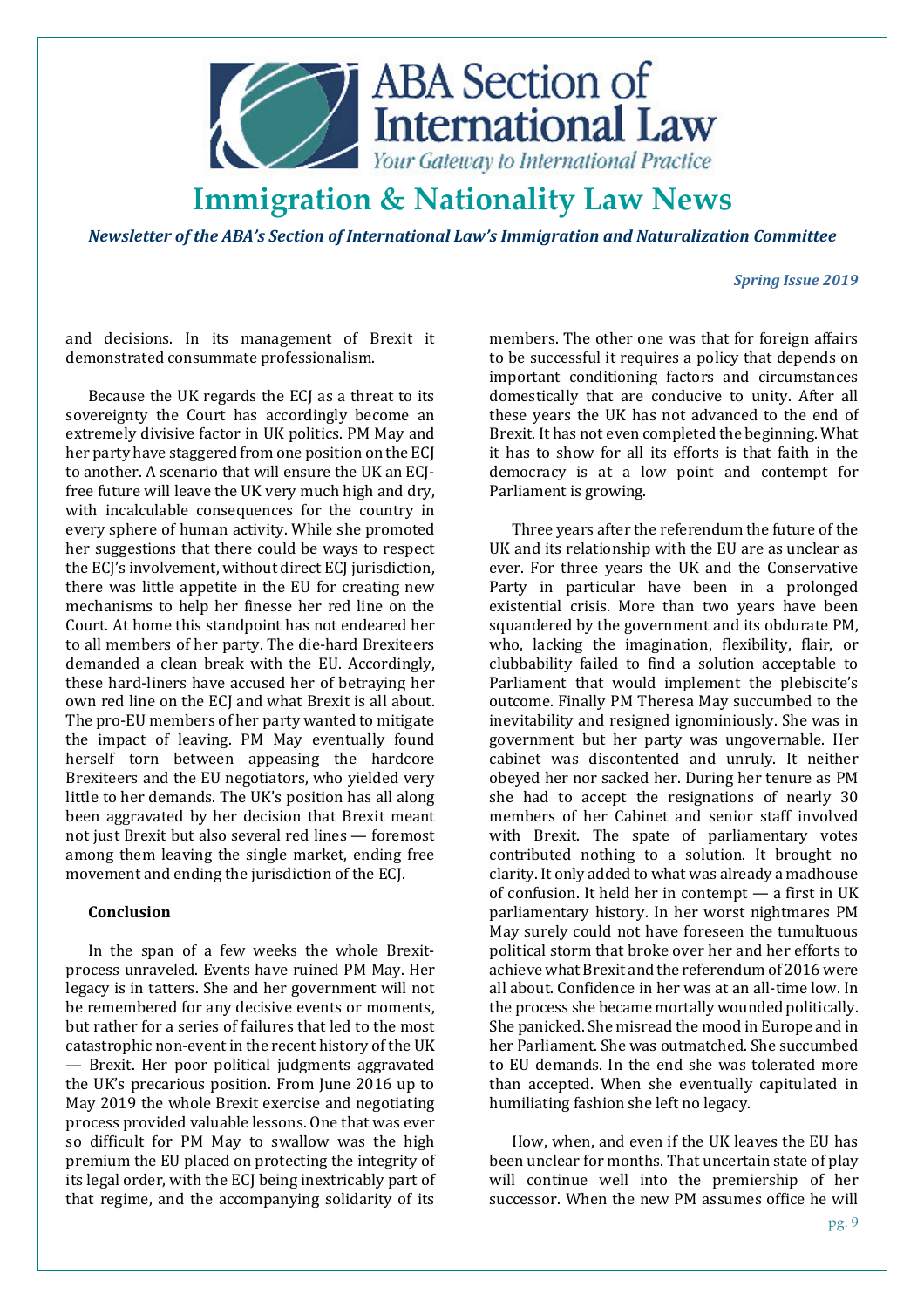and decisions. In its management of Brexit it demonstrated consummate professionalism.

Because the UK regards the ECJ as a threat to its sovereignty the Court has accordingly become an extremely divisive factor in UK politics. PM May and her party have staggered from one position on the ECJ to another. A scenario that will ensure the UK an ECJ-free future will leave the UK very much high and dry, with incalculable consequences for the country in every sphere of human activity. While she promoted her suggestions that there could be ways to respect the ECJ's involvement, without direct ECJ jurisdiction, there was little appetite in the EU for creating new mechanisms to help her finesse her red line on the Court. At home this standpoint has not endeared her to all members of her party. The die-hard Brexiteers demanded a clean break with the EU. Accordingly, these hard-liners have accused her of betraying her own red line on the ECJ and what Brexit is all about. The pro-EU members of her party wanted to mitigate the impact of leaving. PM May eventually found herself torn between appeasing the hardcore Brexiteers and the EU negotiators, who yielded very little to her demands. The UK's position has all along been aggravated by her decision that Brexit meant not just Brexit but also several red lines — foremost among them leaving the single market, ending free movement and ending the jurisdiction of the ECJ.

**Conclusion**

In the span of a few weeks the whole Brexit-process unraveled. Events have ruined PM May. Her legacy is in tatters. She and her government will not be remembered for any decisive events or moments, but rather for a series of failures that led to the most catastrophic non-event in the recent history of the UK — Brexit. Her poor political judgments aggravated the UK's precarious position. From June 2016 up to May 2019 the whole Brexit exercise and negotiating process provided valuable lessons. One that was ever so difficult for PM May to swallow was the high premium the EU placed on protecting the integrity of its legal order, with the ECJ being inextricably part of that regime, and the accompanying solidarity of its members. The other one was that for foreign affairs to be successful it requires a policy that depends on important conditioning factors and circumstances domestically that are conducive to unity. After all these years the UK has not advanced to the end of Brexit. It has not even completed the beginning. What it has to show for all its efforts is that faith in the democracy is at a low point and contempt for Parliament is growing.

Three years after the referendum the future of the UK and its relationship with the EU are as unclear as ever. For three years the UK and the Conservative Party in particular have been in a prolonged existential crisis. More than two years have been squandered by the government and its obdurate PM, who, lacking the imagination, flexibility, flair, or clubbability failed to find a solution acceptable to Parliament that would implement the plebiscite's outcome. Finally PM Theresa May succumbed to the inevitability and resigned ignominiously. She was in government but her party was ungovernable. Her cabinet was discontented and unruly. It neither obeyed her nor sacked her. During her tenure as PM she had to accept the resignations of nearly 30 members of her Cabinet and senior staff involved with Brexit. The spate of parliamentary votes contributed nothing to a solution. It brought no clarity. It only added to what was already a madhouse of confusion. It held her in contempt — a first in UK parliamentary history. In her worst nightmares PM May surely could not have foreseen the tumultuous political storm that broke over her and her efforts to achieve what Brexit and the referendum of 2016 were all about. Confidence in her was at an all-time low. In the process she became mortally wounded politically. She panicked. She misread the mood in Europe and in her Parliament. She was outmatched. She succumbed to EU demands. In the end she was tolerated more than accepted. When she eventually capitulated in humiliating fashion she left no legacy.

How, when, and even if the UK leaves the EU has been unclear for months. That uncertain state of play will continue well into the premiership of her successor. When the new PM assumes office he will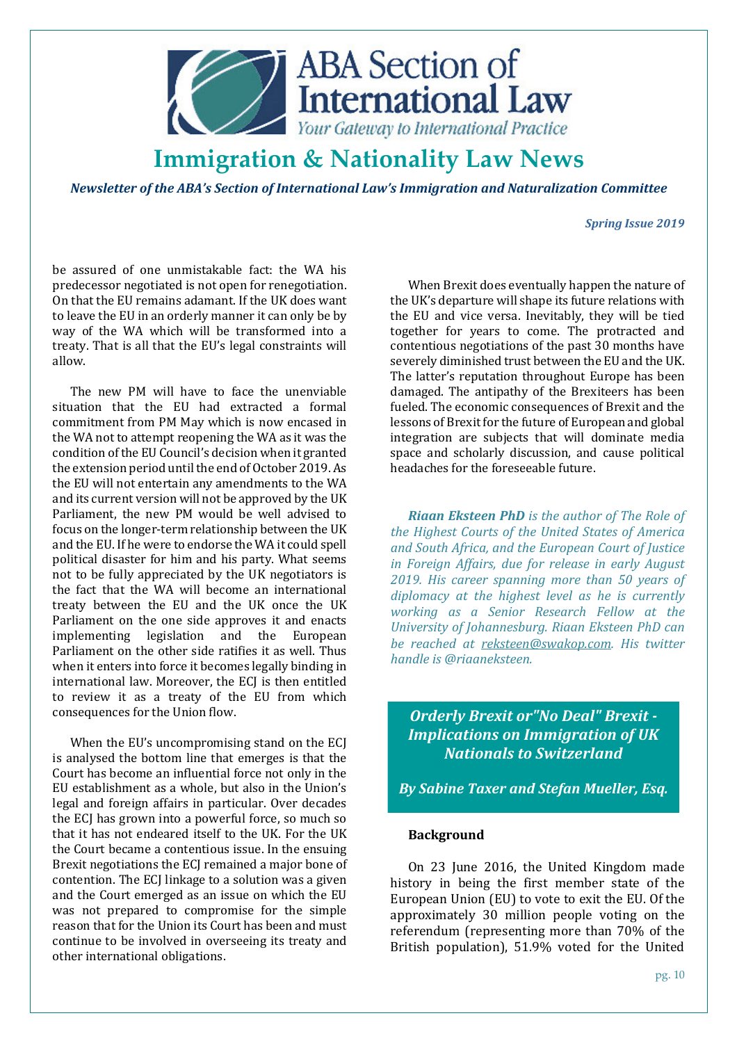be assured of one unmistakable fact: the WA his predecessor negotiated is not open for renegotiation. On that the EU remains adamant. If the UK does want to leave the EU in an orderly manner it can only be by way of the WA which will be transformed into a treaty. That is all that the EU's legal constraints will allow.

The new PM will have to face the unenviable situation that the EU had extracted a formal commitment from PM May which is now encased in the WA not to attempt reopening the WA as it was the condition of the EU Council's decision when it granted the extension period until the end of October 2019. As the EU will not entertain any amendments to the WA and its current version will not be approved by the UK Parliament, the new PM would be well advised to focus on the longer-term relationship between the UK and the EU. If he were to endorse the WA it could spell political disaster for him and his party. What seems not to be fully appreciated by the UK negotiators is the fact that the WA will become an international treaty between the EU and the UK once the UK Parliament on the one side approves it and enacts implementing legislation and the European Parliament on the other side ratifies it as well. Thus when it enters into force it becomes legally binding in international law. Moreover, the ECJ is then entitled to review it as a treaty of the EU from which consequences for the Union flow.

When the EU's uncompromising stand on the ECJ is analysed the bottom line that emerges is that the Court has become an influential force not only in the EU establishment as a whole, but also in the Union's legal and foreign affairs in particular. Over decades the ECJ has grown into a powerful force, so much so that it has not endeared itself to the UK. For the UK the Court became a contentious issue. In the ensuing Brexit negotiations the ECJ remained a major bone of contention. The ECJ linkage to a solution was a given and the Court emerged as an issue on which the EU was not prepared to compromise for the simple reason that for the Union its Court has been and must continue to be involved in overseeing its treaty and other international obligations.

When Brexit does eventually happen the nature of the UK's departure will shape its future relations with the EU and vice versa. Inevitably, they will be tied together for years to come. The protracted and contentious negotiations of the past 30 months have severely diminished trust between the EU and the UK. The latter's reputation throughout Europe has been damaged. The antipathy of the Brexiteers has been fueled. The economic consequences of Brexit and the lessons of Brexit for the future of European and global integration are subjects that will dominate media space and scholarly discussion, and cause political headaches for the foreseeable future.

***Riaan Eksteen PhD** is the author of The Role of the Highest Courts of the United States of America and South Africa, and the European Court of Justice in Foreign Affairs, due for release in early August 2019. His career spanning more than 50 years of diplomacy at the highest level as he is currently working as a Senior Research Fellow at the University of Johannesburg. Riaan Eksteen PhD can be reached at reksteen@swakop.com. His twitter handle is @riaaneksteen.*

## *Orderly Brexit or "No Deal" Brexit - Implications on Immigration of UK Nationals to Switzerland*

***By Sabine Taxer and Stefan Mueller, Esq.***

**Background**

On 23 June 2016, the United Kingdom made history in being the first member state of the European Union (EU) to vote to exit the EU. Of the approximately 30 million people voting on the referendum (representing more than 70% of the British population), 51.9% voted for the United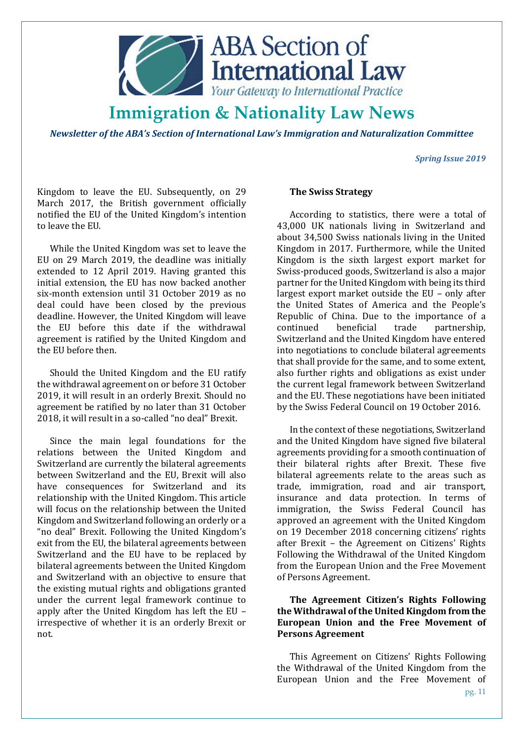Kingdom to leave the EU. Subsequently, on 29 March 2017, the British government officially notified the EU of the United Kingdom's intention to leave the EU.

While the United Kingdom was set to leave the EU on 29 March 2019, the deadline was initially extended to 12 April 2019. Having granted this initial extension, the EU has now backed another six-month extension until 31 October 2019 as no deal could have been closed by the previous deadline. However, the United Kingdom will leave the EU before this date if the withdrawal agreement is ratified by the United Kingdom and the EU before then.

Should the United Kingdom and the EU ratify the withdrawal agreement on or before 31 October 2019, it will result in an orderly Brexit. Should no agreement be ratified by no later than 31 October 2018, it will result in a so-called "no deal" Brexit.

Since the main legal foundations for the relations between the United Kingdom and Switzerland are currently the bilateral agreements between Switzerland and the EU, Brexit will also have consequences for Switzerland and its relationship with the United Kingdom. This article will focus on the relationship between the United Kingdom and Switzerland following an orderly or a "no deal" Brexit. Following the United Kingdom's exit from the EU, the bilateral agreements between Switzerland and the EU have to be replaced by bilateral agreements between the United Kingdom and Switzerland with an objective to ensure that the existing mutual rights and obligations granted under the current legal framework continue to apply after the United Kingdom has left the EU – irrespective of whether it is an orderly Brexit or not.

**The Swiss Strategy**

According to statistics, there were a total of 43,000 UK nationals living in Switzerland and about 34,500 Swiss nationals living in the United Kingdom in 2017. Furthermore, while the United Kingdom is the sixth largest export market for Swiss-produced goods, Switzerland is also a major partner for the United Kingdom with being its third largest export market outside the EU – only after the United States of America and the People's Republic of China. Due to the importance of a continued beneficial trade partnership, Switzerland and the United Kingdom have entered into negotiations to conclude bilateral agreements that shall provide for the same, and to some extent, also further rights and obligations as exist under the current legal framework between Switzerland and the EU. These negotiations have been initiated by the Swiss Federal Council on 19 October 2016.

In the context of these negotiations, Switzerland and the United Kingdom have signed five bilateral agreements providing for a smooth continuation of their bilateral rights after Brexit. These five bilateral agreements relate to the areas such as trade, immigration, road and air transport, insurance and data protection. In terms of immigration, the Swiss Federal Council has approved an agreement with the United Kingdom on 19 December 2018 concerning citizens' rights after Brexit – the Agreement on Citizens' Rights Following the Withdrawal of the United Kingdom from the European Union and the Free Movement of Persons Agreement.

**The Agreement Citizen's Rights Following the Withdrawal of the United Kingdom from the European Union and the Free Movement of Persons Agreement**

This Agreement on Citizens' Rights Following the Withdrawal of the United Kingdom from the European Union and the Free Movement of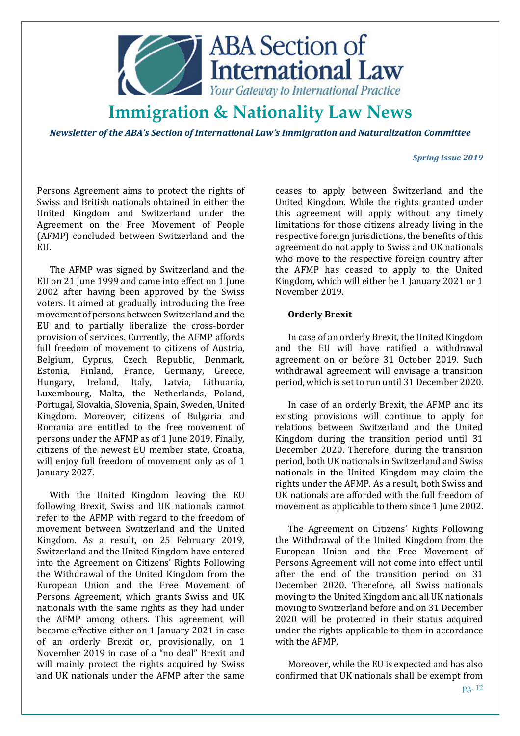Persons Agreement aims to protect the rights of Swiss and British nationals obtained in either the United Kingdom and Switzerland under the Agreement on the Free Movement of People (AFMP) concluded between Switzerland and the EU.

The AFMP was signed by Switzerland and the EU on 21 June 1999 and came into effect on 1 June 2002 after having been approved by the Swiss voters. It aimed at gradually introducing the free movement of persons between Switzerland and the EU and to partially liberalize the cross-border provision of services. Currently, the AFMP affords full freedom of movement to citizens of Austria, Belgium, Cyprus, Czech Republic, Denmark, Estonia, Finland, France, Germany, Greece, Hungary, Ireland, Italy, Latvia, Lithuania, Luxembourg, Malta, the Netherlands, Poland, Portugal, Slovakia, Slovenia, Spain, Sweden, United Kingdom. Moreover, citizens of Bulgaria and Romania are entitled to the free movement of persons under the AFMP as of 1 June 2019. Finally, citizens of the newest EU member state, Croatia, will enjoy full freedom of movement only as of 1 January 2027.

With the United Kingdom leaving the EU following Brexit, Swiss and UK nationals cannot refer to the AFMP with regard to the freedom of movement between Switzerland and the United Kingdom. As a result, on 25 February 2019, Switzerland and the United Kingdom have entered into the Agreement on Citizens' Rights Following the Withdrawal of the United Kingdom from the European Union and the Free Movement of Persons Agreement, which grants Swiss and UK nationals with the same rights as they had under the AFMP among others. This agreement will become effective either on 1 January 2021 in case of an orderly Brexit or, provisionally, on 1 November 2019 in case of a "no deal" Brexit and will mainly protect the rights acquired by Swiss and UK nationals under the AFMP after the same ceases to apply between Switzerland and the United Kingdom. While the rights granted under this agreement will apply without any timely limitations for those citizens already living in the respective foreign jurisdictions, the benefits of this agreement do not apply to Swiss and UK nationals who move to the respective foreign country after the AFMP has ceased to apply to the United Kingdom, which will either be 1 January 2021 or 1 November 2019.

**Orderly Brexit**

In case of an orderly Brexit, the United Kingdom and the EU will have ratified a withdrawal agreement on or before 31 October 2019. Such withdrawal agreement will envisage a transition period, which is set to run until 31 December 2020.

In case of an orderly Brexit, the AFMP and its existing provisions will continue to apply for relations between Switzerland and the United Kingdom during the transition period until 31 December 2020. Therefore, during the transition period, both UK nationals in Switzerland and Swiss nationals in the United Kingdom may claim the rights under the AFMP. As a result, both Swiss and UK nationals are afforded with the full freedom of movement as applicable to them since 1 June 2002.

The Agreement on Citizens' Rights Following the Withdrawal of the United Kingdom from the European Union and the Free Movement of Persons Agreement will not come into effect until after the end of the transition period on 31 December 2020. Therefore, all Swiss nationals moving to the United Kingdom and all UK nationals moving to Switzerland before and on 31 December 2020 will be protected in their status acquired under the rights applicable to them in accordance with the AFMP.

Moreover, while the EU is expected and has also confirmed that UK nationals shall be exempt from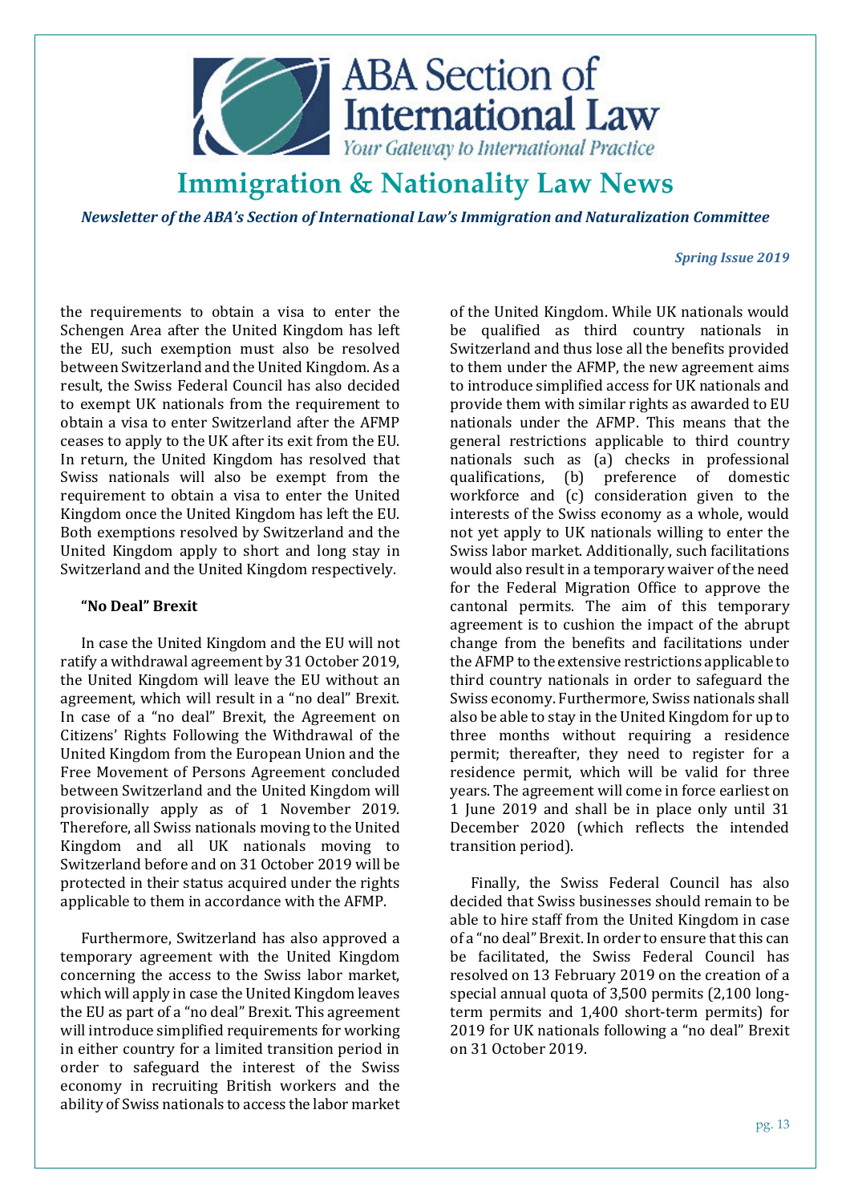the requirements to obtain a visa to enter the Schengen Area after the United Kingdom has left the EU, such exemption must also be resolved between Switzerland and the United Kingdom. As a result, the Swiss Federal Council has also decided to exempt UK nationals from the requirement to obtain a visa to enter Switzerland after the AFMP ceases to apply to the UK after its exit from the EU. In return, the United Kingdom has resolved that Swiss nationals will also be exempt from the requirement to obtain a visa to enter the United Kingdom once the United Kingdom has left the EU. Both exemptions resolved by Switzerland and the United Kingdom apply to short and long stay in Switzerland and the United Kingdom respectively.

**"No Deal" Brexit**

In case the United Kingdom and the EU will not ratify a withdrawal agreement by 31 October 2019, the United Kingdom will leave the EU without an agreement, which will result in a "no deal" Brexit. In case of a "no deal" Brexit, the Agreement on Citizens' Rights Following the Withdrawal of the United Kingdom from the European Union and the Free Movement of Persons Agreement concluded between Switzerland and the United Kingdom will provisionally apply as of 1 November 2019. Therefore, all Swiss nationals moving to the United Kingdom and all UK nationals moving to Switzerland before and on 31 October 2019 will be protected in their status acquired under the rights applicable to them in accordance with the AFMP.

Furthermore, Switzerland has also approved a temporary agreement with the United Kingdom concerning the access to the Swiss labor market, which will apply in case the United Kingdom leaves the EU as part of a "no deal" Brexit. This agreement will introduce simplified requirements for working in either country for a limited transition period in order to safeguard the interest of the Swiss economy in recruiting British workers and the ability of Swiss nationals to access the labor market of the United Kingdom. While UK nationals would be qualified as third country nationals in Switzerland and thus lose all the benefits provided to them under the AFMP, the new agreement aims to introduce simplified access for UK nationals and provide them with similar rights as awarded to EU nationals under the AFMP. This means that the general restrictions applicable to third country nationals such as (a) checks in professional qualifications, (b) preference of domestic workforce and (c) consideration given to the interests of the Swiss economy as a whole, would not yet apply to UK nationals willing to enter the Swiss labor market. Additionally, such facilitations would also result in a temporary waiver of the need for the Federal Migration Office to approve the cantonal permits. The aim of this temporary agreement is to cushion the impact of the abrupt change from the benefits and facilitations under the AFMP to the extensive restrictions applicable to third country nationals in order to safeguard the Swiss economy. Furthermore, Swiss nationals shall also be able to stay in the United Kingdom for up to three months without requiring a residence permit; thereafter, they need to register for a residence permit, which will be valid for three years. The agreement will come in force earliest on 1 June 2019 and shall be in place only until 31 December 2020 (which reflects the intended transition period).

Finally, the Swiss Federal Council has also decided that Swiss businesses should remain to be able to hire staff from the United Kingdom in case of a "no deal" Brexit. In order to ensure that this can be facilitated, the Swiss Federal Council has resolved on 13 February 2019 on the creation of a special annual quota of 3,500 permits (2,100 long-term permits and 1,400 short-term permits) for 2019 for UK nationals following a "no deal" Brexit on 31 October 2019.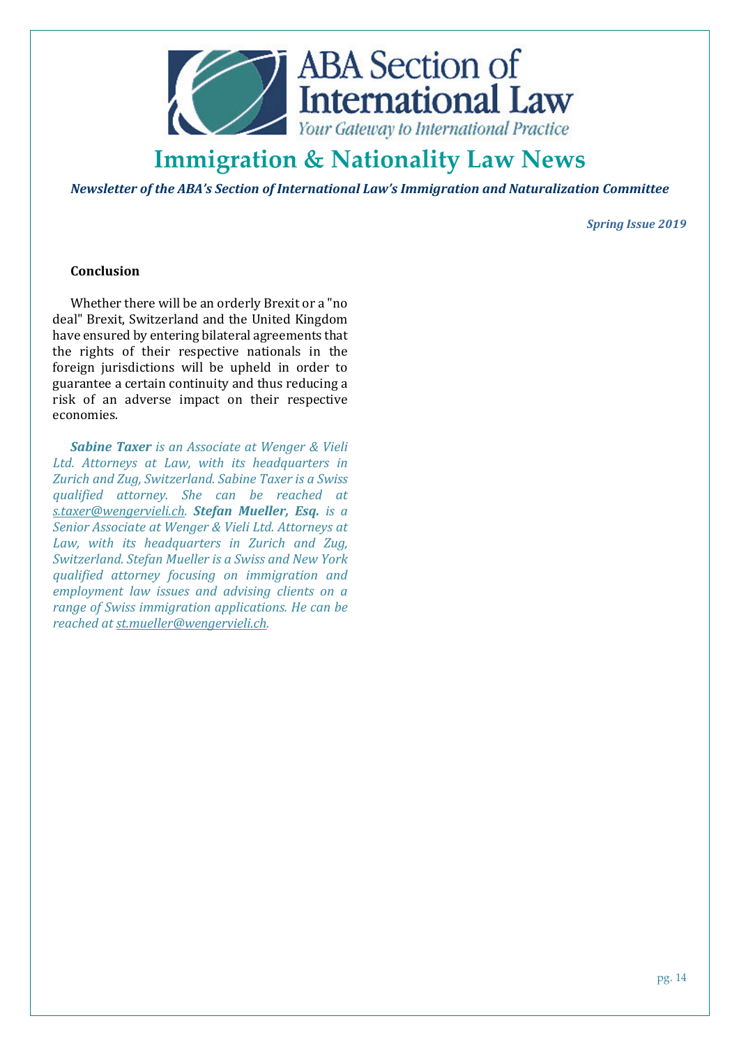**Conclusion**

Whether there will be an orderly Brexit or a "no deal" Brexit, Switzerland and the United Kingdom have ensured by entering bilateral agreements that the rights of their respective nationals in the foreign jurisdictions will be upheld in order to guarantee a certain continuity and thus reducing a risk of an adverse impact on their respective economies.

***Sabine Taxer*** *is an Associate at Wenger & Vieli Ltd. Attorneys at Law, with its headquarters in Zurich and Zug, Switzerland. Sabine Taxer is a Swiss qualified attorney. She can be reached at s.taxer@wengervieli.ch.* ***Stefan Mueller, Esq.*** *is a Senior Associate at Wenger & Vieli Ltd. Attorneys at Law, with its headquarters in Zurich and Zug, Switzerland. Stefan Mueller is a Swiss and New York qualified attorney focusing on immigration and employment law issues and advising clients on a range of Swiss immigration applications. He can be reached at st.mueller@wengervieli.ch.*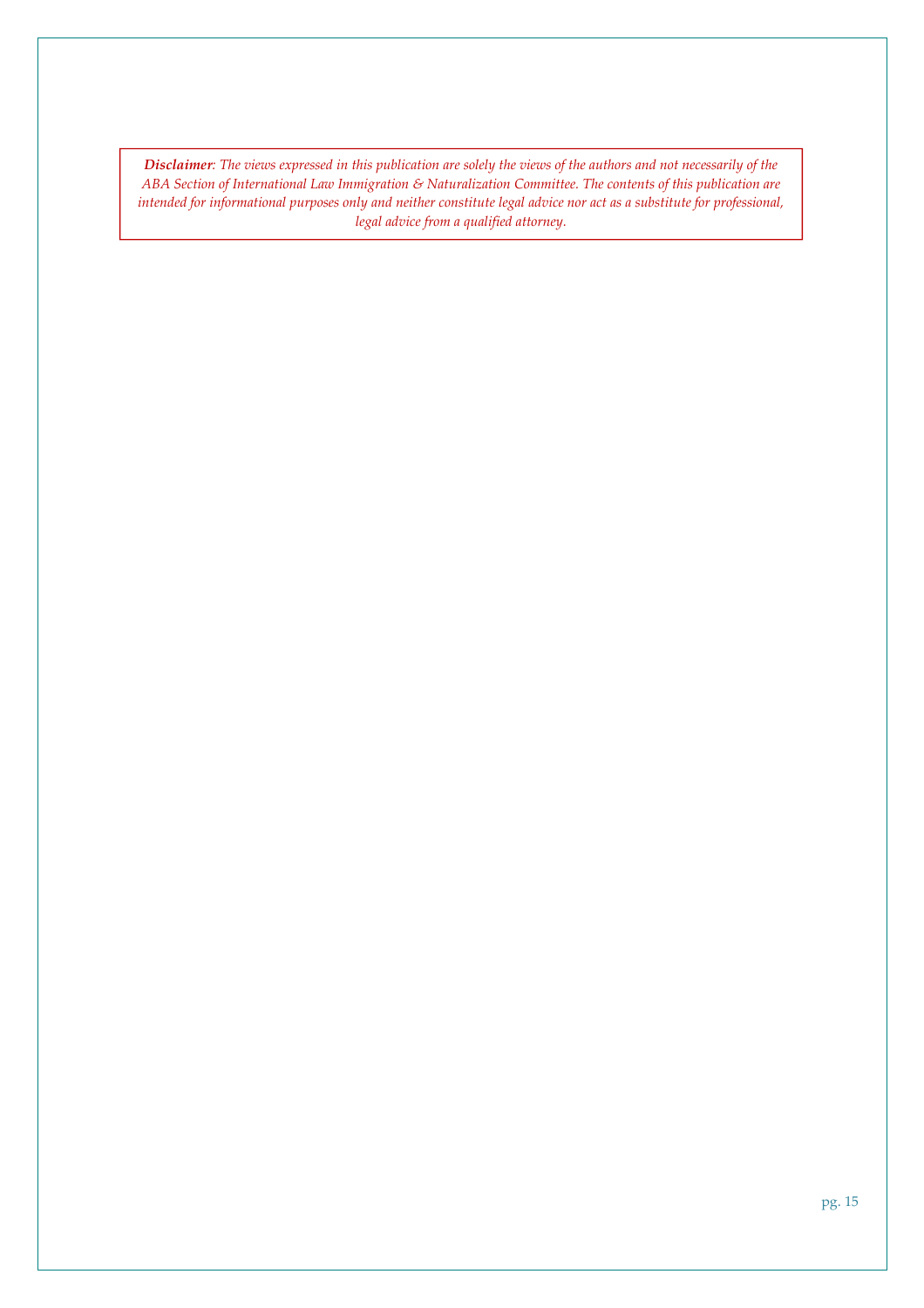***Disclaimer**: The views expressed in this publication are solely the views of the authors and not necessarily of the ABA Section of International Law Immigration & Naturalization Committee. The contents of this publication are intended for informational purposes only and neither constitute legal advice nor act as a substitute for professional, legal advice from a qualified attorney.*